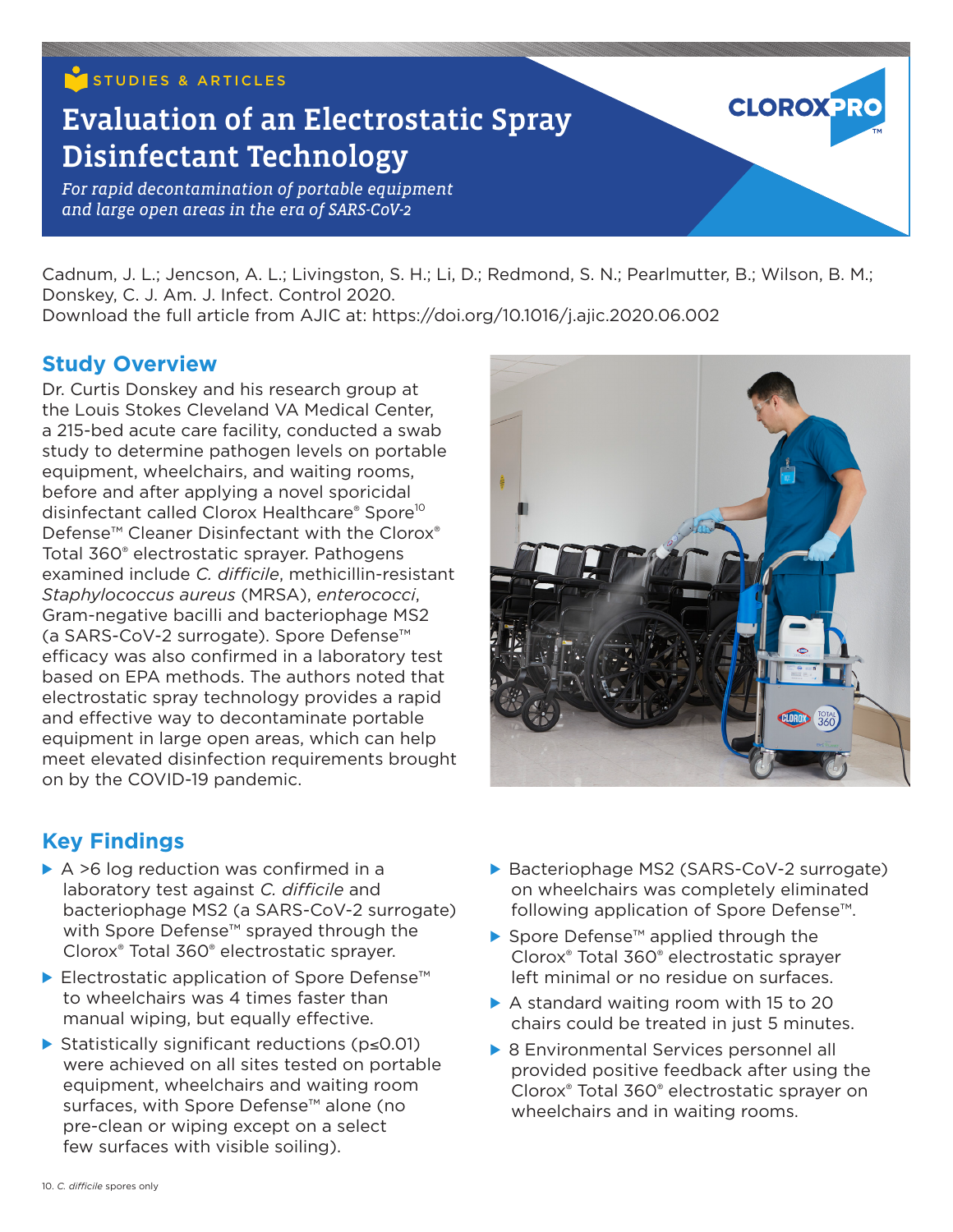STUDIES & ARTICLES

# Evaluation of an Electrostatic Spray Disinfectant Technology

*For rapid decontamination of portable equipment and large open areas in the era of SARS-CoV-2*

CLOROXPRO™

Cadnum, J. L.; Jencson, A. L.; Livingston, S. H.; Li, D.; Redmond, S. N.; Pearlmutter, B.; Wilson, B. M.; Donskey, C. J. Am. J. Infect. Control 2020.
Download the full article from AJIC at: https://doi.org/10.1016/j.ajic.2020.06.002

## Study Overview

Dr. Curtis Donskey and his research group at the Louis Stokes Cleveland VA Medical Center, a 215-bed acute care facility, conducted a swab study to determine pathogen levels on portable equipment, wheelchairs, and waiting rooms, before and after applying a novel sporicidal disinfectant called Clorox Healthcare® Spore[10] Defense™ Cleaner Disinfectant with the Clorox® Total 360® electrostatic sprayer. Pathogens examined include *C. difficile*, methicillin-resistant *Staphylococcus aureus* (MRSA), *enterococci*, Gram-negative bacilli and bacteriophage MS2 (a SARS-CoV-2 surrogate). Spore Defense™ efficacy was also confirmed in a laboratory test based on EPA methods. The authors noted that electrostatic spray technology provides a rapid and effective way to decontaminate portable equipment in large open areas, which can help meet elevated disinfection requirements brought on by the COVID-19 pandemic.

## Key Findings

- A >6 log reduction was confirmed in a laboratory test against *C. difficile* and bacteriophage MS2 (a SARS-CoV-2 surrogate) with Spore Defense™ sprayed through the Clorox® Total 360® electrostatic sprayer.
- Electrostatic application of Spore Defense™ to wheelchairs was 4 times faster than manual wiping, but equally effective.
- Statistically significant reductions ($p \leq 0.01$) were achieved on all sites tested on portable equipment, wheelchairs and waiting room surfaces, with Spore Defense™ alone (no pre-clean or wiping except on a select few surfaces with visible soiling).
- Bacteriophage MS2 (SARS-CoV-2 surrogate) on wheelchairs was completely eliminated following application of Spore Defense™.
- Spore Defense™ applied through the Clorox® Total 360® electrostatic sprayer left minimal or no residue on surfaces.
- A standard waiting room with 15 to 20 chairs could be treated in just 5 minutes.
- 8 Environmental Services personnel all provided positive feedback after using the Clorox® Total 360® electrostatic sprayer on wheelchairs and in waiting rooms.

10. *C. difficile* spores only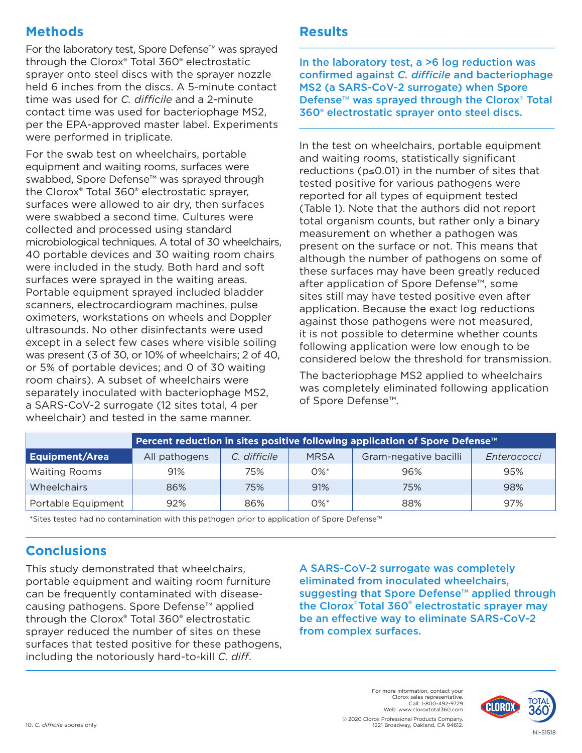## Methods

For the laboratory test, Spore Defense™ was sprayed through the Clorox® Total 360® electrostatic sprayer onto steel discs with the sprayer nozzle held 6 inches from the discs. A 5-minute contact time was used for *C. difficile* and a 2-minute contact time was used for bacteriophage MS2, per the EPA-approved master label. Experiments were performed in triplicate.

For the swab test on wheelchairs, portable equipment and waiting rooms, surfaces were swabbed, Spore Defense™ was sprayed through the Clorox® Total 360® electrostatic sprayer, surfaces were allowed to air dry, then surfaces were swabbed a second time. Cultures were collected and processed using standard microbiological techniques. A total of 30 wheelchairs, 40 portable devices and 30 waiting room chairs were included in the study. Both hard and soft surfaces were sprayed in the waiting areas. Portable equipment sprayed included bladder scanners, electrocardiogram machines, pulse oximeters, workstations on wheels and Doppler ultrasounds. No other disinfectants were used except in a select few cases where visible soiling was present (3 of 30, or 10% of wheelchairs; 2 of 40, or 5% of portable devices; and 0 of 30 waiting room chairs). A subset of wheelchairs were separately inoculated with bacteriophage MS2, a SARS-CoV-2 surrogate (12 sites total, 4 per wheelchair) and tested in the same manner.

## Results

**In the laboratory test, a >6 log reduction was confirmed against *C. difficile* and bacteriophage MS2 (a SARS-CoV-2 surrogate) when Spore Defense™ was sprayed through the Clorox® Total 360® electrostatic sprayer onto steel discs.**

In the test on wheelchairs, portable equipment and waiting rooms, statistically significant reductions ($p \leq 0.01$) in the number of sites that tested positive for various pathogens were reported for all types of equipment tested (Table 1). Note that the authors did not report total organism counts, but rather only a binary measurement on whether a pathogen was present on the surface or not. This means that although the number of pathogens on some of these surfaces may have been greatly reduced after application of Spore Defense™, some sites still may have tested positive even after application. Because the exact log reductions against those pathogens were not measured, it is not possible to determine whether counts following application were low enough to be considered below the threshold for transmission.

The bacteriophage MS2 applied to wheelchairs was completely eliminated following application of Spore Defense™.

| | Percent reduction in sites positive following application of Spore Defense™ | | | | |
|---|---|---|---|---|---|
| **Equipment/Area** | All pathogens | *C. difficile* | MRSA | Gram-negative bacilli | *Enterococci* |
| Waiting Rooms | 91% | 75% | 0%* | 96% | 95% |
| Wheelchairs | 86% | 75% | 91% | 75% | 98% |
| Portable Equipment | 92% | 86% | 0%* | 88% | 97% |

*Sites tested had no contamination with this pathogen prior to application of Spore Defense™

## Conclusions

This study demonstrated that wheelchairs, portable equipment and waiting room furniture can be frequently contaminated with disease-causing pathogens. Spore Defense™ applied through the Clorox® Total 360® electrostatic sprayer reduced the number of sites on these surfaces that tested positive for these pathogens, including the notoriously hard-to-kill *C. diff*.

**A SARS-CoV-2 surrogate was completely eliminated from inoculated wheelchairs, suggesting that Spore Defense™ applied through the Clorox® Total 360® electrostatic sprayer may be an effective way to eliminate SARS-CoV-2 from complex surfaces.**

10. *C. difficile* spores only

For more information, contact your Clorox sales representative.
Call: 1-800-492-9729
Web: www.cloroxtotal360.com

© 2020 Clorox Professional Products Company, 1221 Broadway, Oakland, CA 94612.

NI-51518